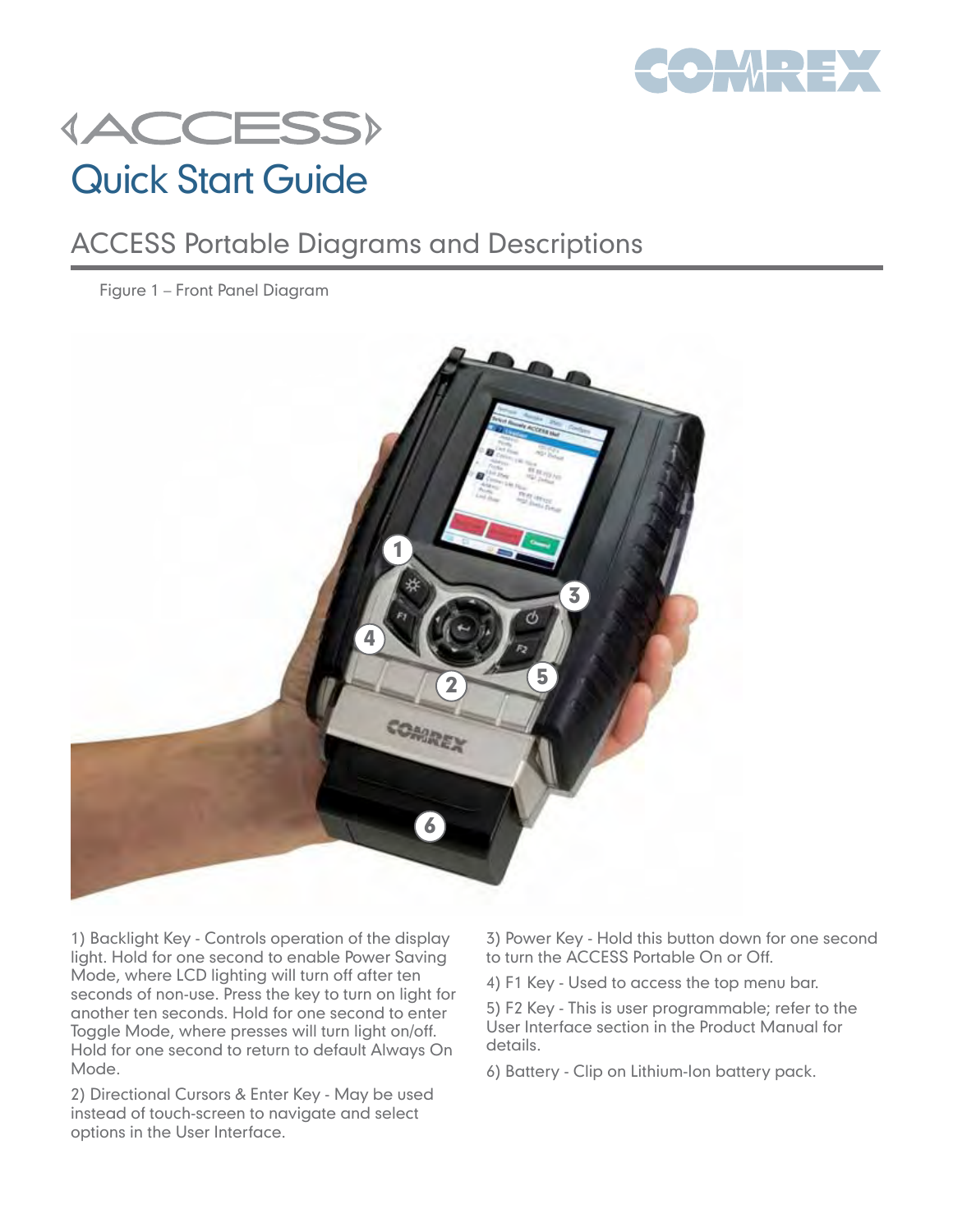# ACCESS

## Quick Start Guide

## ACCESS Portable Diagrams and Descriptions

Figure 1 – Front Panel Diagram

1) Backlight Key - Controls operation of the display light. Hold for one second to enable Power Saving Mode, where LCD lighting will turn off after ten seconds of non-use. Press the key to turn on light for another ten seconds. Hold for one second to enter Toggle Mode, where presses will turn light on/off. Hold for one second to return to default Always On Mode.

2) Directional Cursors & Enter Key - May be used instead of touch-screen to navigate and select options in the User Interface.

3) Power Key - Hold this button down for one second to turn the ACCESS Portable On or Off.

4) F1 Key - Used to access the top menu bar.

5) F2 Key - This is user programmable; refer to the User Interface section in the Product Manual for details.

6) Battery - Clip on Lithium-Ion battery pack.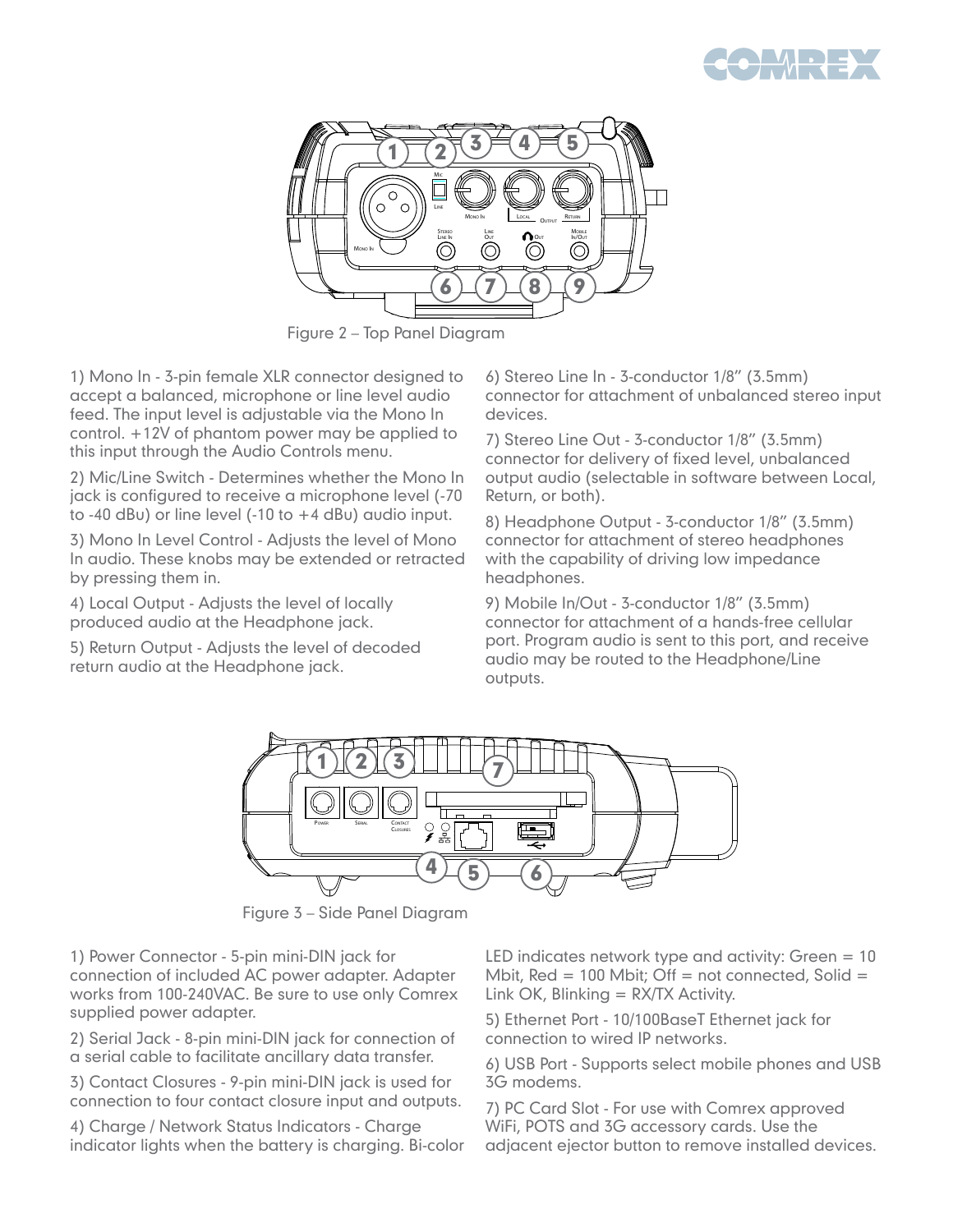Figure 2 – Top Panel Diagram

1) Mono In - 3-pin female XLR connector designed to accept a balanced, microphone or line level audio feed. The input level is adjustable via the Mono In control. +12V of phantom power may be applied to this input through the Audio Controls menu.

2) Mic/Line Switch - Determines whether the Mono In jack is configured to receive a microphone level (-70 to -40 dBu) or line level (-10 to +4 dBu) audio input.

3) Mono In Level Control - Adjusts the level of Mono In audio. These knobs may be extended or retracted by pressing them in.

4) Local Output - Adjusts the level of locally produced audio at the Headphone jack.

5) Return Output - Adjusts the level of decoded return audio at the Headphone jack.

6) Stereo Line In - 3-conductor 1/8" (3.5mm) connector for attachment of unbalanced stereo input devices.

7) Stereo Line Out - 3-conductor 1/8" (3.5mm) connector for delivery of fixed level, unbalanced output audio (selectable in software between Local, Return, or both).

8) Headphone Output - 3-conductor 1/8" (3.5mm) connector for attachment of stereo headphones with the capability of driving low impedance headphones.

9) Mobile In/Out - 3-conductor 1/8" (3.5mm) connector for attachment of a hands-free cellular port. Program audio is sent to this port, and receive audio may be routed to the Headphone/Line outputs.

Figure 3 – Side Panel Diagram

1) Power Connector - 5-pin mini-DIN jack for connection of included AC power adapter. Adapter works from 100-240VAC. Be sure to use only Comrex supplied power adapter.

2) Serial Jack - 8-pin mini-DIN jack for connection of a serial cable to facilitate ancillary data transfer.

3) Contact Closures - 9-pin mini-DIN jack is used for connection to four contact closure input and outputs.

4) Charge / Network Status Indicators - Charge indicator lights when the battery is charging. Bi-color LED indicates network type and activity: Green = 10 Mbit, Red = 100 Mbit; Off = not connected, Solid = Link OK, Blinking = RX/TX Activity.

5) Ethernet Port - 10/100BaseT Ethernet jack for connection to wired IP networks.

6) USB Port - Supports select mobile phones and USB 3G modems.

7) PC Card Slot - For use with Comrex approved WiFi, POTS and 3G accessory cards. Use the adjacent ejector button to remove installed devices.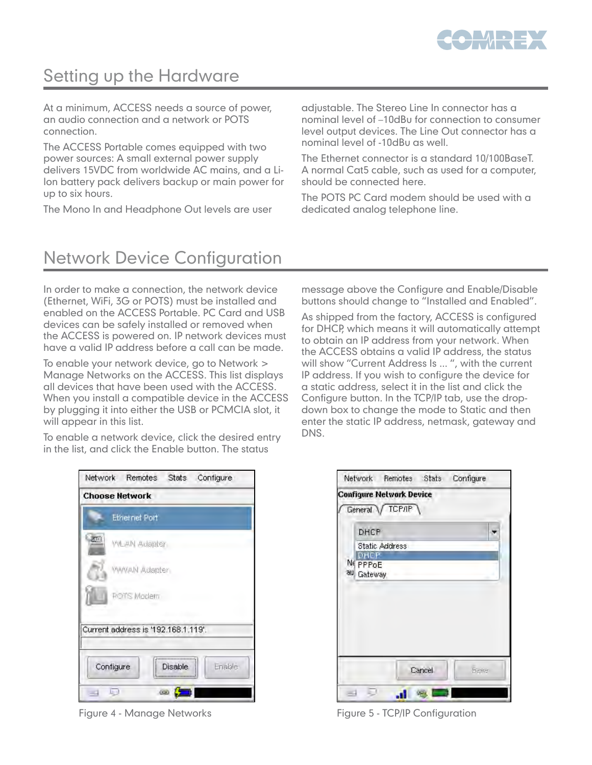## Setting up the Hardware

At a minimum, ACCESS needs a source of power, an audio connection and a network or POTS connection.

The ACCESS Portable comes equipped with two power sources: A small external power supply delivers 15VDC from worldwide AC mains, and a Li-Ion battery pack delivers backup or main power for up to six hours.

The Mono In and Headphone Out levels are user adjustable. The Stereo Line In connector has a nominal level of –10dBu for connection to consumer level output devices. The Line Out connector has a nominal level of -10dBu as well.

The Ethernet connector is a standard 10/100BaseT. A normal Cat5 cable, such as used for a computer, should be connected here.

The POTS PC Card modem should be used with a dedicated analog telephone line.

## Network Device Configuration

In order to make a connection, the network device (Ethernet, WiFi, 3G or POTS) must be installed and enabled on the ACCESS Portable. PC Card and USB devices can be safely installed or removed when the ACCESS is powered on. IP network devices must have a valid IP address before a call can be made.

To enable your network device, go to Network > Manage Networks on the ACCESS. This list displays all devices that have been used with the ACCESS. When you install a compatible device in the ACCESS by plugging it into either the USB or PCMCIA slot, it will appear in this list.

To enable a network device, click the desired entry in the list, and click the Enable button. The status message above the Configure and Enable/Disable buttons should change to "Installed and Enabled".

As shipped from the factory, ACCESS is configured for DHCP, which means it will automatically attempt to obtain an IP address from your network. When the ACCESS obtains a valid IP address, the status will show "Current Address Is ... ", with the current IP address. If you wish to configure the device for a static address, select it in the list and click the Configure button. In the TCP/IP tab, use the drop-down box to change the mode to Static and then enter the static IP address, netmask, gateway and DNS.

Figure 4 - Manage Networks

Figure 5 - TCP/IP Configuration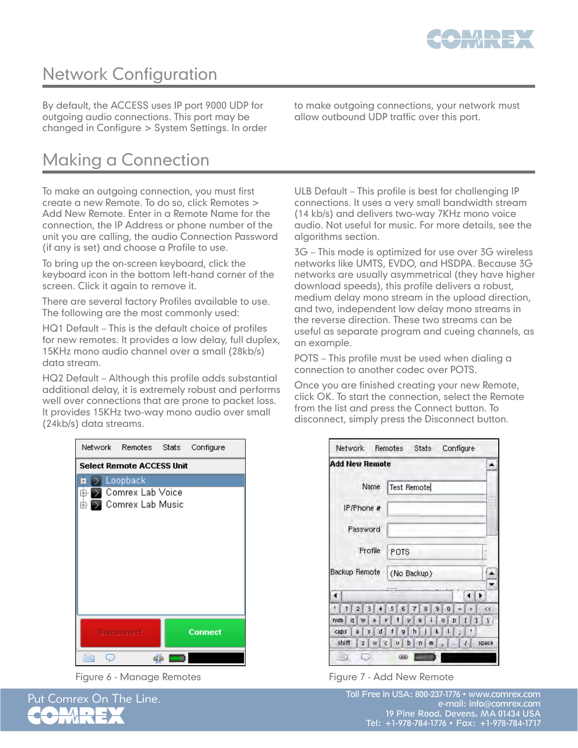## Network Configuration

By default, the ACCESS uses IP port 9000 UDP for outgoing audio connections. This port may be changed in Configure > System Settings. In order to make outgoing connections, your network must allow outbound UDP traffic over this port.

## Making a Connection

To make an outgoing connection, you must first create a new Remote. To do so, click Remotes > Add New Remote. Enter in a Remote Name for the connection, the IP Address or phone number of the unit you are calling, the audio Connection Password (if any is set) and choose a Profile to use.

To bring up the on-screen keyboard, click the keyboard icon in the bottom left-hand corner of the screen. Click it again to remove it.

There are several factory Profiles available to use. The following are the most commonly used:

HQ1 Default – This is the default choice of profiles for new remotes. It provides a low delay, full duplex, 15KHz mono audio channel over a small (28kb/s) data stream.

HQ2 Default – Although this profile adds substantial additional delay, it is extremely robust and performs well over connections that are prone to packet loss. It provides 15KHz two-way mono audio over small (24kb/s) data streams.

ULB Default – This profile is best for challenging IP connections. It uses a very small bandwidth stream (14 kb/s) and delivers two-way 7KHz mono voice audio. Not useful for music. For more details, see the algorithms section.

3G – This mode is optimized for use over 3G wireless networks like UMTS, EVDO, and HSDPA. Because 3G networks are usually asymmetrical (they have higher download speeds), this profile delivers a robust, medium delay mono stream in the upload direction, and two, independent low delay mono streams in the reverse direction. These two streams can be useful as separate program and cueing channels, as an example.

POTS – This profile must be used when dialing a connection to another codec over POTS.

Once you are finished creating your new Remote, click OK. To start the connection, select the Remote from the list and press the Connect button. To disconnect, simply press the Disconnect button.

Network Remotes Stats Configure
Select Remote ACCESS Unit
Loopback
Comrex Lab Voice
Comrex Lab Music
Disconnect
Connect

Figure 6 - Manage Remotes

Network Remotes Stats Configure
Add New Remote
Name Test Remote
IP/Phone #
Password
Profile POTS
Backup Remote (No Backup)

Figure 7 - Add New Remote

Put Comrex On The Line.

Toll Free in USA: 800-237-1776 • www.comrex.com
e-mail: info@comrex.com
19 Pine Road, Devens, MA 01434 USA
Tel: +1-978-784-1776 • Fax: +1-978-784-1717